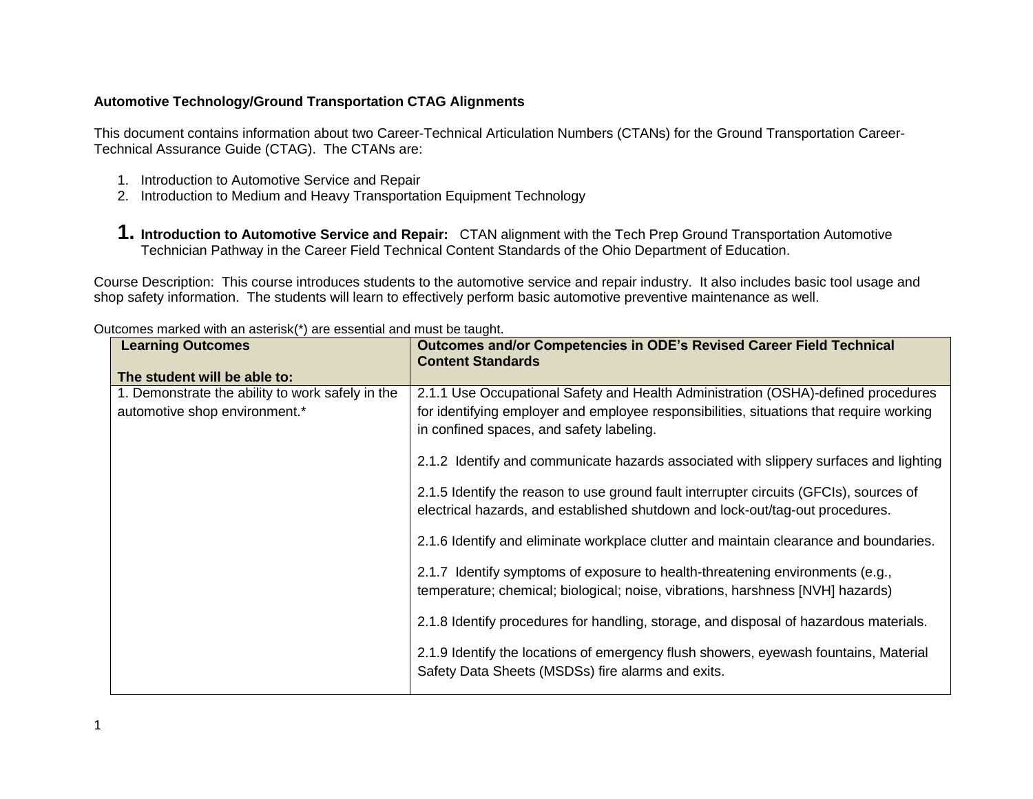**Automotive Technology/Ground Transportation CTAG Alignments**

This document contains information about two Career-Technical Articulation Numbers (CTANs) for the Ground Transportation Career-Technical Assurance Guide (CTAG). The CTANs are:

1. Introduction to Automotive Service and Repair
2. Introduction to Medium and Heavy Transportation Equipment Technology

## 1. Introduction to Automotive Service and Repair:

CTAN alignment with the Tech Prep Ground Transportation Automotive Technician Pathway in the Career Field Technical Content Standards of the Ohio Department of Education.

Course Description: This course introduces students to the automotive service and repair industry. It also includes basic tool usage and shop safety information. The students will learn to effectively perform basic automotive preventive maintenance as well.

Outcomes marked with an asterisk(*) are essential and must be taught.

| Learning Outcomes<br><br>The student will be able to: | Outcomes and/or Competencies in ODE's Revised Career Field Technical Content Standards |
|---|---|
| 1. Demonstrate the ability to work safely in the automotive shop environment.* | 2.1.1 Use Occupational Safety and Health Administration (OSHA)-defined procedures for identifying employer and employee responsibilities, situations that require working in confined spaces, and safety labeling.<br><br>2.1.2 Identify and communicate hazards associated with slippery surfaces and lighting<br><br>2.1.5 Identify the reason to use ground fault interrupter circuits (GFCIs), sources of electrical hazards, and established shutdown and lock-out/tag-out procedures.<br><br>2.1.6 Identify and eliminate workplace clutter and maintain clearance and boundaries.<br><br>2.1.7 Identify symptoms of exposure to health-threatening environments (e.g., temperature; chemical; biological; noise, vibrations, harshness [NVH] hazards)<br><br>2.1.8 Identify procedures for handling, storage, and disposal of hazardous materials.<br><br>2.1.9 Identify the locations of emergency flush showers, eyewash fountains, Material Safety Data Sheets (MSDSs) fire alarms and exits. |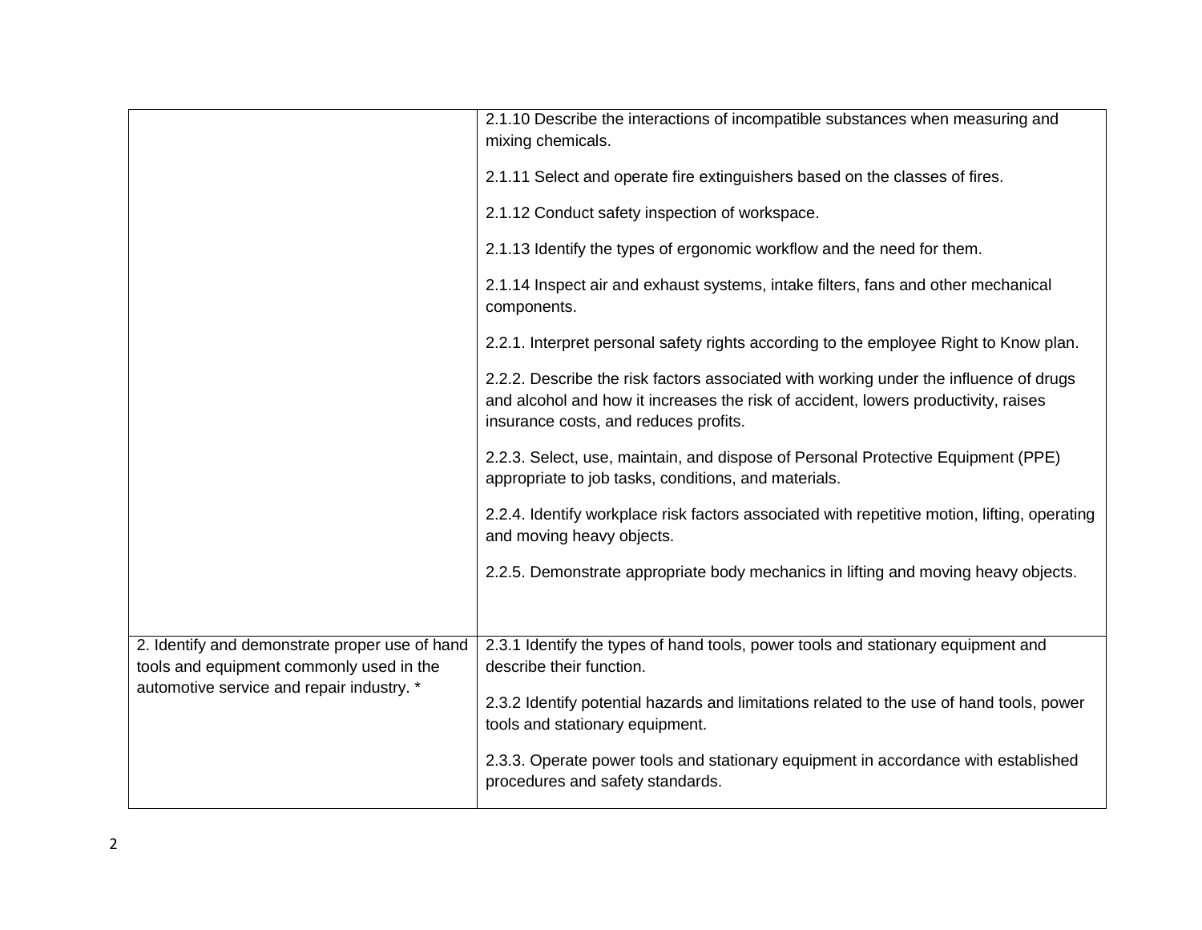| | |
|---|---|
| | 2.1.10 Describe the interactions of incompatible substances when measuring and mixing chemicals.<br><br>2.1.11 Select and operate fire extinguishers based on the classes of fires.<br><br>2.1.12 Conduct safety inspection of workspace.<br><br>2.1.13 Identify the types of ergonomic workflow and the need for them.<br><br>2.1.14 Inspect air and exhaust systems, intake filters, fans and other mechanical components.<br><br>2.2.1. Interpret personal safety rights according to the employee Right to Know plan.<br><br>2.2.2. Describe the risk factors associated with working under the influence of drugs and alcohol and how it increases the risk of accident, lowers productivity, raises insurance costs, and reduces profits.<br><br>2.2.3. Select, use, maintain, and dispose of Personal Protective Equipment (PPE) appropriate to job tasks, conditions, and materials.<br><br>2.2.4. Identify workplace risk factors associated with repetitive motion, lifting, operating and moving heavy objects.<br><br>2.2.5. Demonstrate appropriate body mechanics in lifting and moving heavy objects. |
| 2. Identify and demonstrate proper use of hand tools and equipment commonly used in the automotive service and repair industry. * | 2.3.1 Identify the types of hand tools, power tools and stationary equipment and describe their function.<br><br>2.3.2 Identify potential hazards and limitations related to the use of hand tools, power tools and stationary equipment.<br><br>2.3.3. Operate power tools and stationary equipment in accordance with established procedures and safety standards. |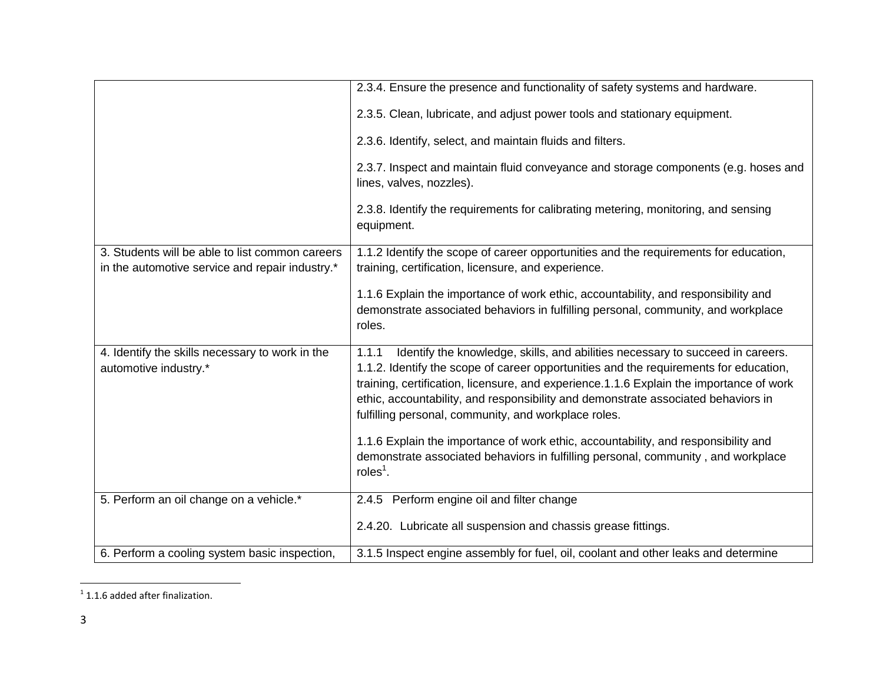| | |
|---|---|
| | 2.3.4. Ensure the presence and functionality of safety systems and hardware.<br><br>2.3.5. Clean, lubricate, and adjust power tools and stationary equipment.<br><br>2.3.6. Identify, select, and maintain fluids and filters.<br><br>2.3.7. Inspect and maintain fluid conveyance and storage components (e.g. hoses and lines, valves, nozzles).<br><br>2.3.8. Identify the requirements for calibrating metering, monitoring, and sensing equipment. |
| 3. Students will be able to list common careers in the automotive service and repair industry.* | 1.1.2 Identify the scope of career opportunities and the requirements for education, training, certification, licensure, and experience.<br><br>1.1.6 Explain the importance of work ethic, accountability, and responsibility and demonstrate associated behaviors in fulfilling personal, community, and workplace roles. |
| 4. Identify the skills necessary to work in the automotive industry.* | 1.1.1 Identify the knowledge, skills, and abilities necessary to succeed in careers. 1.1.2. Identify the scope of career opportunities and the requirements for education, training, certification, licensure, and experience.1.1.6 Explain the importance of work ethic, accountability, and responsibility and demonstrate associated behaviors in fulfilling personal, community, and workplace roles.<br><br>1.1.6 Explain the importance of work ethic, accountability, and responsibility and demonstrate associated behaviors in fulfilling personal, community , and workplace roles[1]. |
| 5. Perform an oil change on a vehicle.* | 2.4.5 Perform engine oil and filter change<br><br>2.4.20. Lubricate all suspension and chassis grease fittings. |
| 6. Perform a cooling system basic inspection, | 3.1.5 Inspect engine assembly for fuel, oil, coolant and other leaks and determine |

[1] 1.1.6 added after finalization.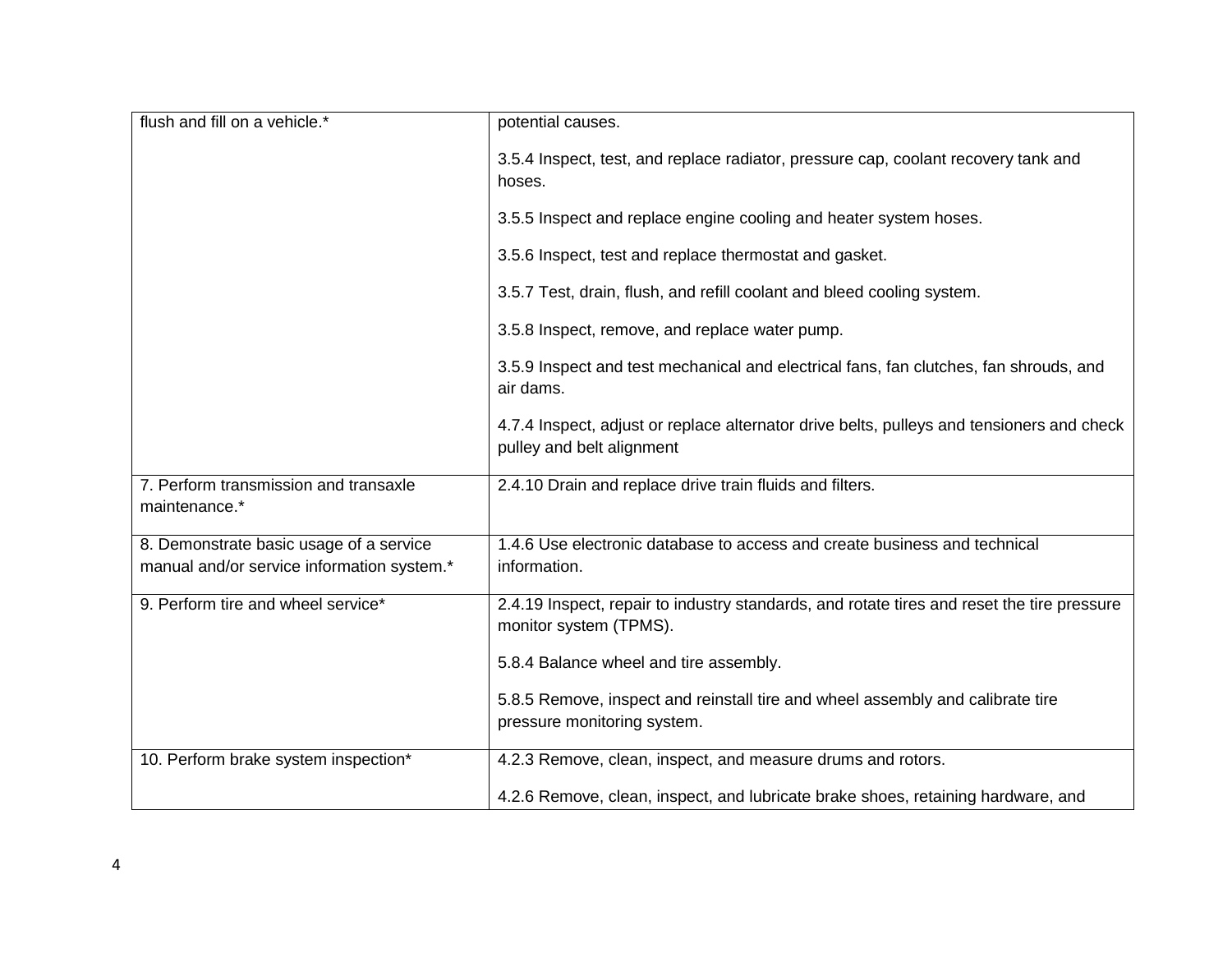| | |
|---|---|
| flush and fill on a vehicle.* | potential causes.<br><br>3.5.4 Inspect, test, and replace radiator, pressure cap, coolant recovery tank and hoses.<br><br>3.5.5 Inspect and replace engine cooling and heater system hoses.<br><br>3.5.6 Inspect, test and replace thermostat and gasket.<br><br>3.5.7 Test, drain, flush, and refill coolant and bleed cooling system.<br><br>3.5.8 Inspect, remove, and replace water pump.<br><br>3.5.9 Inspect and test mechanical and electrical fans, fan clutches, fan shrouds, and air dams.<br><br>4.7.4 Inspect, adjust or replace alternator drive belts, pulleys and tensioners and check pulley and belt alignment |
| 7. Perform transmission and transaxle maintenance.* | 2.4.10 Drain and replace drive train fluids and filters. |
| 8. Demonstrate basic usage of a service manual and/or service information system.* | 1.4.6 Use electronic database to access and create business and technical information. |
| 9. Perform tire and wheel service* | 2.4.19 Inspect, repair to industry standards, and rotate tires and reset the tire pressure monitor system (TPMS).<br><br>5.8.4 Balance wheel and tire assembly.<br><br>5.8.5 Remove, inspect and reinstall tire and wheel assembly and calibrate tire pressure monitoring system. |
| 10. Perform brake system inspection* | 4.2.3 Remove, clean, inspect, and measure drums and rotors.<br><br>4.2.6 Remove, clean, inspect, and lubricate brake shoes, retaining hardware, and |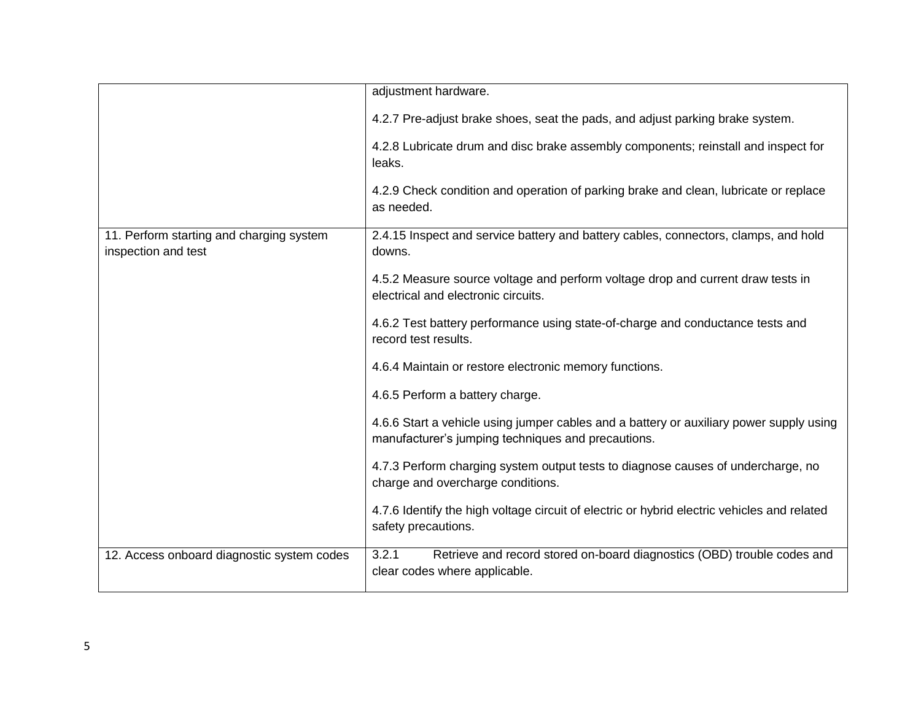| | |
|---|---|
| | adjustment hardware.<br><br>4.2.7 Pre-adjust brake shoes, seat the pads, and adjust parking brake system.<br><br>4.2.8 Lubricate drum and disc brake assembly components; reinstall and inspect for leaks.<br><br>4.2.9 Check condition and operation of parking brake and clean, lubricate or replace as needed. |
| 11. Perform starting and charging system inspection and test | 2.4.15 Inspect and service battery and battery cables, connectors, clamps, and hold downs.<br><br>4.5.2 Measure source voltage and perform voltage drop and current draw tests in electrical and electronic circuits.<br><br>4.6.2 Test battery performance using state-of-charge and conductance tests and record test results.<br><br>4.6.4 Maintain or restore electronic memory functions.<br><br>4.6.5 Perform a battery charge.<br><br>4.6.6 Start a vehicle using jumper cables and a battery or auxiliary power supply using manufacturer's jumping techniques and precautions.<br><br>4.7.3 Perform charging system output tests to diagnose causes of undercharge, no charge and overcharge conditions.<br><br>4.7.6 Identify the high voltage circuit of electric or hybrid electric vehicles and related safety precautions. |
| 12. Access onboard diagnostic system codes | 3.2.1 Retrieve and record stored on-board diagnostics (OBD) trouble codes and clear codes where applicable. |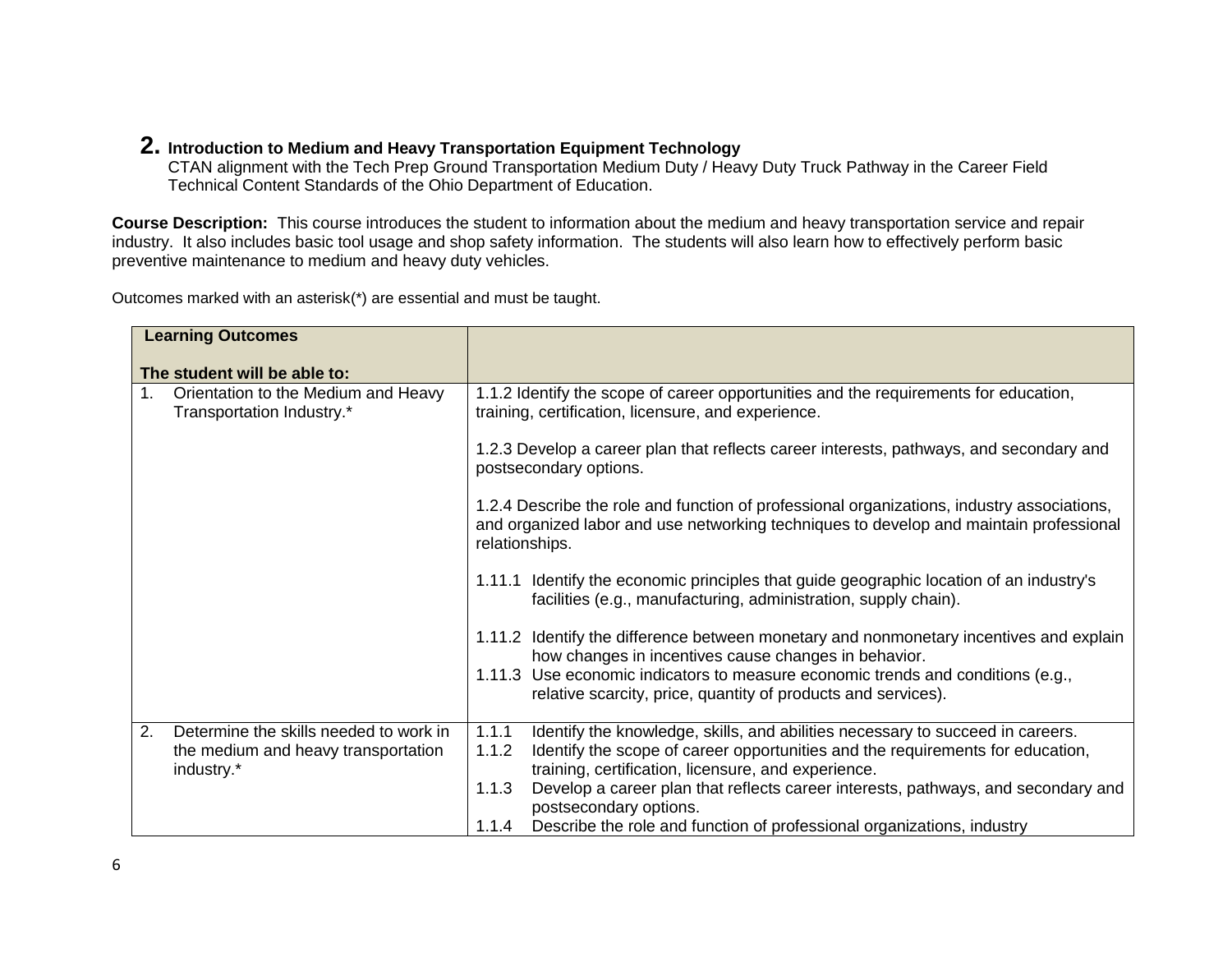## 2. Introduction to Medium and Heavy Transportation Equipment Technology

CTAN alignment with the Tech Prep Ground Transportation Medium Duty / Heavy Duty Truck Pathway in the Career Field Technical Content Standards of the Ohio Department of Education.

**Course Description:** This course introduces the student to information about the medium and heavy transportation service and repair industry. It also includes basic tool usage and shop safety information. The students will also learn how to effectively perform basic preventive maintenance to medium and heavy duty vehicles.

Outcomes marked with an asterisk(*) are essential and must be taught.

| Learning Outcomes<br><br>The student will be able to: | |
|---|---|
| 1. Orientation to the Medium and Heavy Transportation Industry.* | 1.1.2 Identify the scope of career opportunities and the requirements for education, training, certification, licensure, and experience.<br><br>1.2.3 Develop a career plan that reflects career interests, pathways, and secondary and postsecondary options.<br><br>1.2.4 Describe the role and function of professional organizations, industry associations, and organized labor and use networking techniques to develop and maintain professional relationships.<br><br>1.11.1 Identify the economic principles that guide geographic location of an industry's facilities (e.g., manufacturing, administration, supply chain).<br><br>1.11.2 Identify the difference between monetary and nonmonetary incentives and explain how changes in incentives cause changes in behavior.<br>1.11.3 Use economic indicators to measure economic trends and conditions (e.g., relative scarcity, price, quantity of products and services). |
| 2. Determine the skills needed to work in the medium and heavy transportation industry.* | 1.1.1 Identify the knowledge, skills, and abilities necessary to succeed in careers.<br>1.1.2 Identify the scope of career opportunities and the requirements for education, training, certification, licensure, and experience.<br>1.1.3 Develop a career plan that reflects career interests, pathways, and secondary and postsecondary options.<br>1.1.4 Describe the role and function of professional organizations, industry |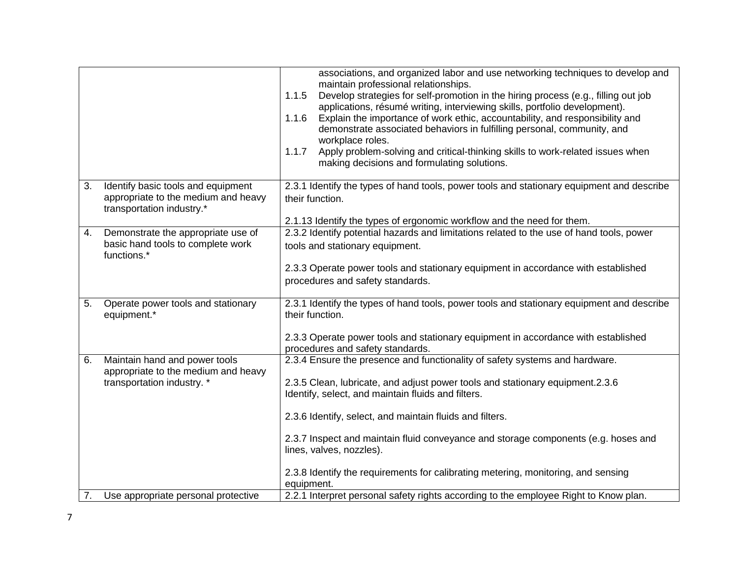| | |
|---|---|
| | associations, and organized labor and use networking techniques to develop and maintain professional relationships.<br>1.1.5 Develop strategies for self-promotion in the hiring process (e.g., filling out job applications, résumé writing, interviewing skills, portfolio development).<br>1.1.6 Explain the importance of work ethic, accountability, and responsibility and demonstrate associated behaviors in fulfilling personal, community, and workplace roles.<br>1.1.7 Apply problem-solving and critical-thinking skills to work-related issues when making decisions and formulating solutions. |
| 3. Identify basic tools and equipment appropriate to the medium and heavy transportation industry.* | 2.3.1 Identify the types of hand tools, power tools and stationary equipment and describe their function.<br><br>2.1.13 Identify the types of ergonomic workflow and the need for them. |
| 4. Demonstrate the appropriate use of basic hand tools to complete work functions.* | 2.3.2 Identify potential hazards and limitations related to the use of hand tools, power tools and stationary equipment.<br><br>2.3.3 Operate power tools and stationary equipment in accordance with established procedures and safety standards. |
| 5. Operate power tools and stationary equipment.* | 2.3.1 Identify the types of hand tools, power tools and stationary equipment and describe their function.<br><br>2.3.3 Operate power tools and stationary equipment in accordance with established procedures and safety standards. |
| 6. Maintain hand and power tools appropriate to the medium and heavy transportation industry. * | 2.3.4 Ensure the presence and functionality of safety systems and hardware.<br><br>2.3.5 Clean, lubricate, and adjust power tools and stationary equipment.2.3.6 Identify, select, and maintain fluids and filters.<br><br>2.3.6 Identify, select, and maintain fluids and filters.<br><br>2.3.7 Inspect and maintain fluid conveyance and storage components (e.g. hoses and lines, valves, nozzles).<br><br>2.3.8 Identify the requirements for calibrating metering, monitoring, and sensing equipment. |
| 7. Use appropriate personal protective | 2.2.1 Interpret personal safety rights according to the employee Right to Know plan. |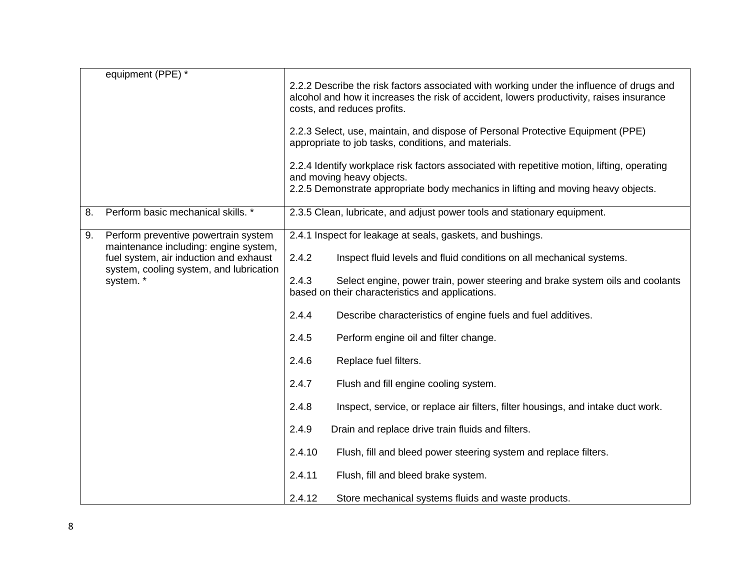| | |
|---|---|
| equipment (PPE) * | 2.2.2 Describe the risk factors associated with working under the influence of drugs and alcohol and how it increases the risk of accident, lowers productivity, raises insurance costs, and reduces profits.<br><br>2.2.3 Select, use, maintain, and dispose of Personal Protective Equipment (PPE) appropriate to job tasks, conditions, and materials.<br><br>2.2.4 Identify workplace risk factors associated with repetitive motion, lifting, operating and moving heavy objects.<br>2.2.5 Demonstrate appropriate body mechanics in lifting and moving heavy objects. |
| 8. Perform basic mechanical skills. * | 2.3.5 Clean, lubricate, and adjust power tools and stationary equipment. |
| 9. Perform preventive powertrain system maintenance including: engine system, fuel system, air induction and exhaust system, cooling system, and lubrication system. * | 2.4.1 Inspect for leakage at seals, gaskets, and bushings.<br><br>2.4.2 Inspect fluid levels and fluid conditions on all mechanical systems.<br><br>2.4.3 Select engine, power train, power steering and brake system oils and coolants based on their characteristics and applications.<br><br>2.4.4 Describe characteristics of engine fuels and fuel additives.<br><br>2.4.5 Perform engine oil and filter change.<br><br>2.4.6 Replace fuel filters.<br><br>2.4.7 Flush and fill engine cooling system.<br><br>2.4.8 Inspect, service, or replace air filters, filter housings, and intake duct work.<br><br>2.4.9 Drain and replace drive train fluids and filters.<br><br>2.4.10 Flush, fill and bleed power steering system and replace filters.<br><br>2.4.11 Flush, fill and bleed brake system.<br><br>2.4.12 Store mechanical systems fluids and waste products. |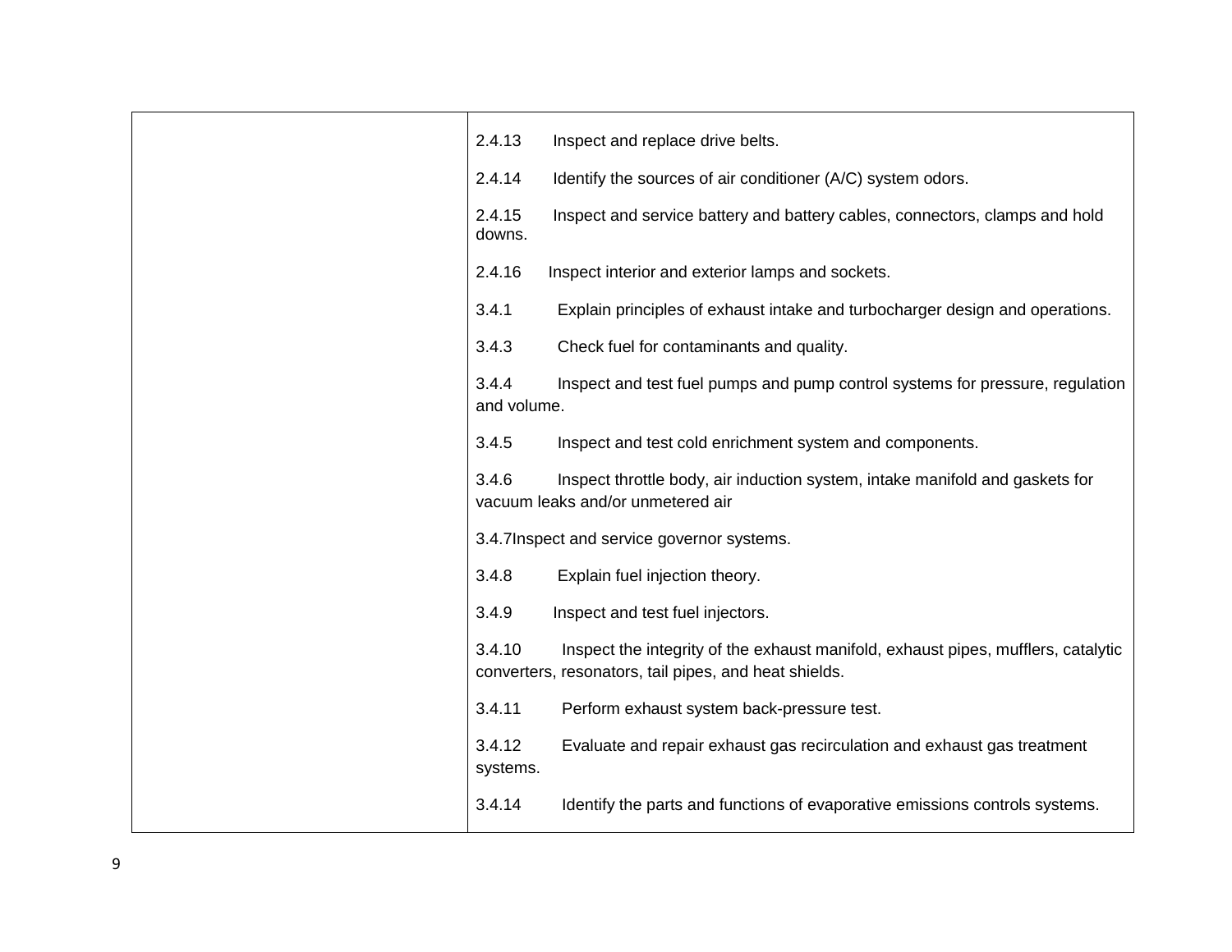| | |
|---|---|
| | 2.4.13 Inspect and replace drive belts.<br><br>2.4.14 Identify the sources of air conditioner (A/C) system odors.<br><br>2.4.15 Inspect and service battery and battery cables, connectors, clamps and hold downs.<br><br>2.4.16 Inspect interior and exterior lamps and sockets.<br><br>3.4.1 Explain principles of exhaust intake and turbocharger design and operations.<br><br>3.4.3 Check fuel for contaminants and quality.<br><br>3.4.4 Inspect and test fuel pumps and pump control systems for pressure, regulation and volume.<br><br>3.4.5 Inspect and test cold enrichment system and components.<br><br>3.4.6 Inspect throttle body, air induction system, intake manifold and gaskets for vacuum leaks and/or unmetered air<br><br>3.4.7Inspect and service governor systems.<br><br>3.4.8 Explain fuel injection theory.<br><br>3.4.9 Inspect and test fuel injectors.<br><br>3.4.10 Inspect the integrity of the exhaust manifold, exhaust pipes, mufflers, catalytic converters, resonators, tail pipes, and heat shields.<br><br>3.4.11 Perform exhaust system back-pressure test.<br><br>3.4.12 Evaluate and repair exhaust gas recirculation and exhaust gas treatment systems.<br><br>3.4.14 Identify the parts and functions of evaporative emissions controls systems. |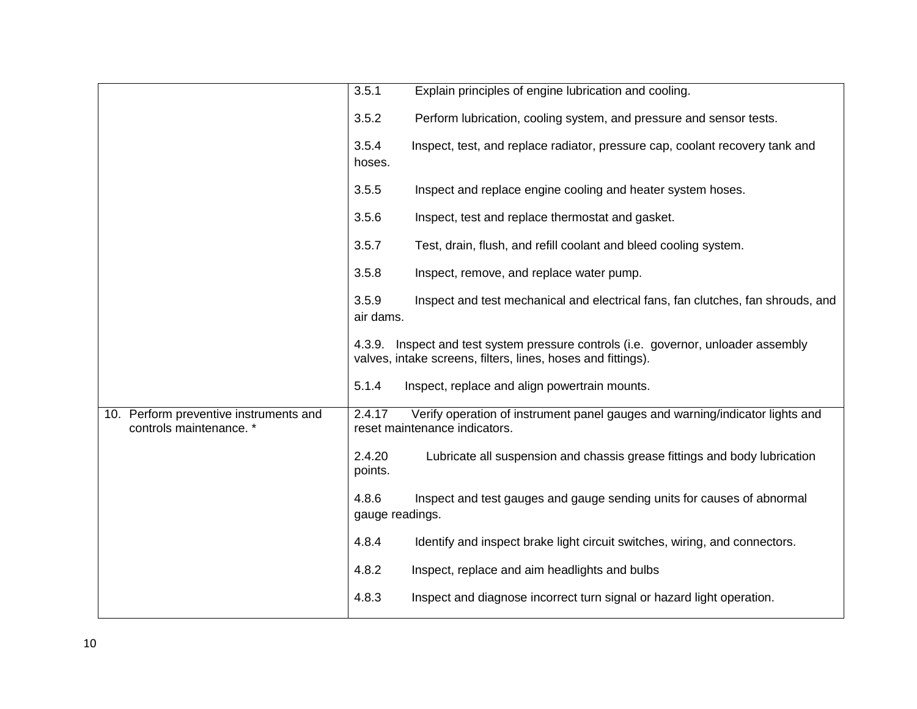| | |
|---|---|
| | 3.5.1 Explain principles of engine lubrication and cooling.<br><br>3.5.2 Perform lubrication, cooling system, and pressure and sensor tests.<br><br>3.5.4 Inspect, test, and replace radiator, pressure cap, coolant recovery tank and hoses.<br><br>3.5.5 Inspect and replace engine cooling and heater system hoses.<br><br>3.5.6 Inspect, test and replace thermostat and gasket.<br><br>3.5.7 Test, drain, flush, and refill coolant and bleed cooling system.<br><br>3.5.8 Inspect, remove, and replace water pump.<br><br>3.5.9 Inspect and test mechanical and electrical fans, fan clutches, fan shrouds, and air dams.<br><br>4.3.9. Inspect and test system pressure controls (i.e. governor, unloader assembly valves, intake screens, filters, lines, hoses and fittings).<br><br>5.1.4 Inspect, replace and align powertrain mounts. |
| 10. Perform preventive instruments and controls maintenance. * | 2.4.17 Verify operation of instrument panel gauges and warning/indicator lights and reset maintenance indicators.<br><br>2.4.20 Lubricate all suspension and chassis grease fittings and body lubrication points.<br><br>4.8.6 Inspect and test gauges and gauge sending units for causes of abnormal gauge readings.<br><br>4.8.4 Identify and inspect brake light circuit switches, wiring, and connectors.<br><br>4.8.2 Inspect, replace and aim headlights and bulbs<br><br>4.8.3 Inspect and diagnose incorrect turn signal or hazard light operation. |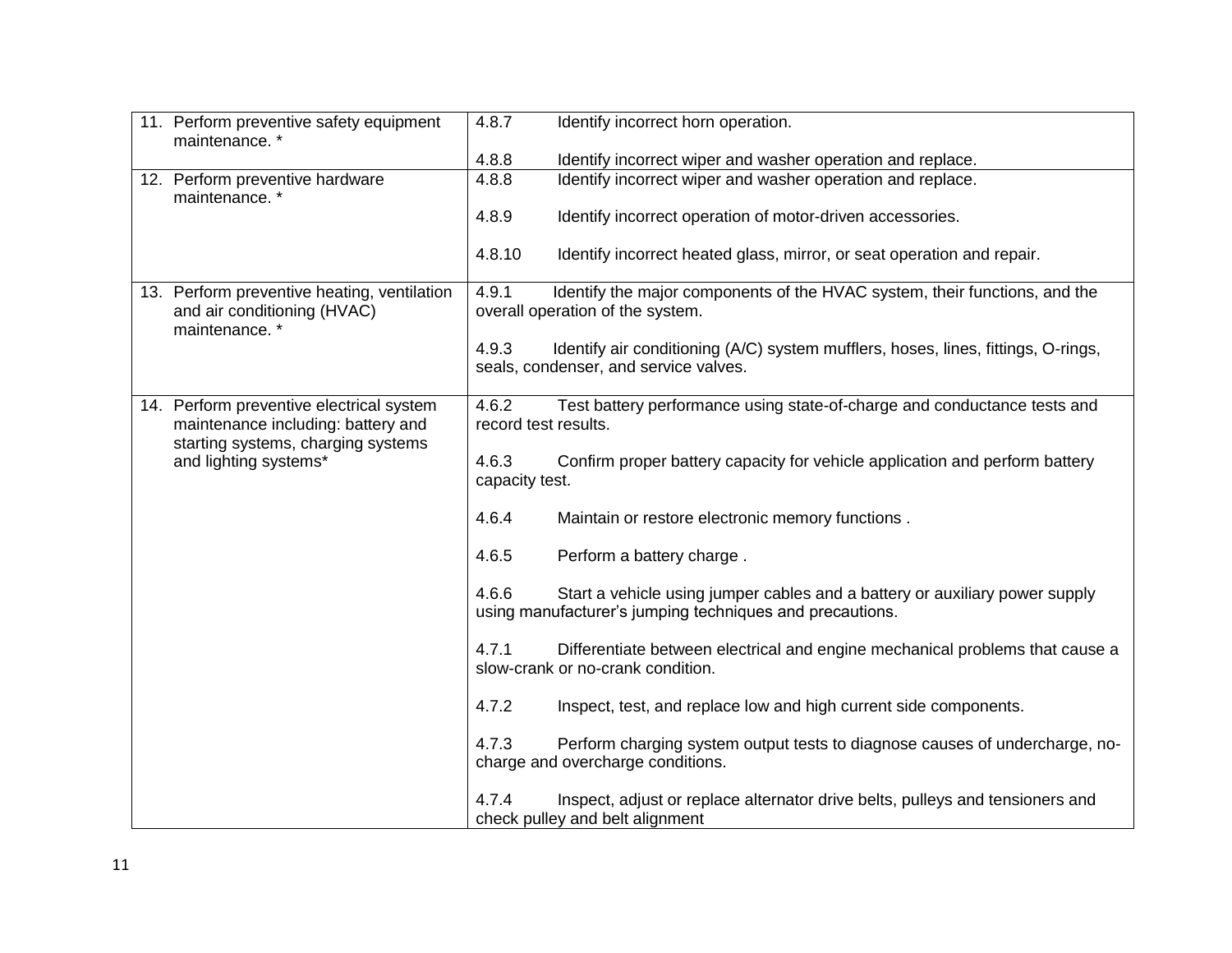| | |
|---|---|
| 11. Perform preventive safety equipment maintenance. * | 4.8.7 Identify incorrect horn operation.<br><br>4.8.8 Identify incorrect wiper and washer operation and replace. |
| 12. Perform preventive hardware maintenance. * | 4.8.8 Identify incorrect wiper and washer operation and replace.<br><br>4.8.9 Identify incorrect operation of motor-driven accessories.<br><br>4.8.10 Identify incorrect heated glass, mirror, or seat operation and repair. |
| 13. Perform preventive heating, ventilation and air conditioning (HVAC) maintenance. * | 4.9.1 Identify the major components of the HVAC system, their functions, and the overall operation of the system.<br><br>4.9.3 Identify air conditioning (A/C) system mufflers, hoses, lines, fittings, O-rings, seals, condenser, and service valves. |
| 14. Perform preventive electrical system maintenance including: battery and starting systems, charging systems and lighting systems* | 4.6.2 Test battery performance using state-of-charge and conductance tests and record test results.<br><br>4.6.3 Confirm proper battery capacity for vehicle application and perform battery capacity test.<br><br>4.6.4 Maintain or restore electronic memory functions .<br><br>4.6.5 Perform a battery charge .<br><br>4.6.6 Start a vehicle using jumper cables and a battery or auxiliary power supply using manufacturer's jumping techniques and precautions.<br><br>4.7.1 Differentiate between electrical and engine mechanical problems that cause a slow-crank or no-crank condition.<br><br>4.7.2 Inspect, test, and replace low and high current side components.<br><br>4.7.3 Perform charging system output tests to diagnose causes of undercharge, no-charge and overcharge conditions.<br><br>4.7.4 Inspect, adjust or replace alternator drive belts, pulleys and tensioners and check pulley and belt alignment |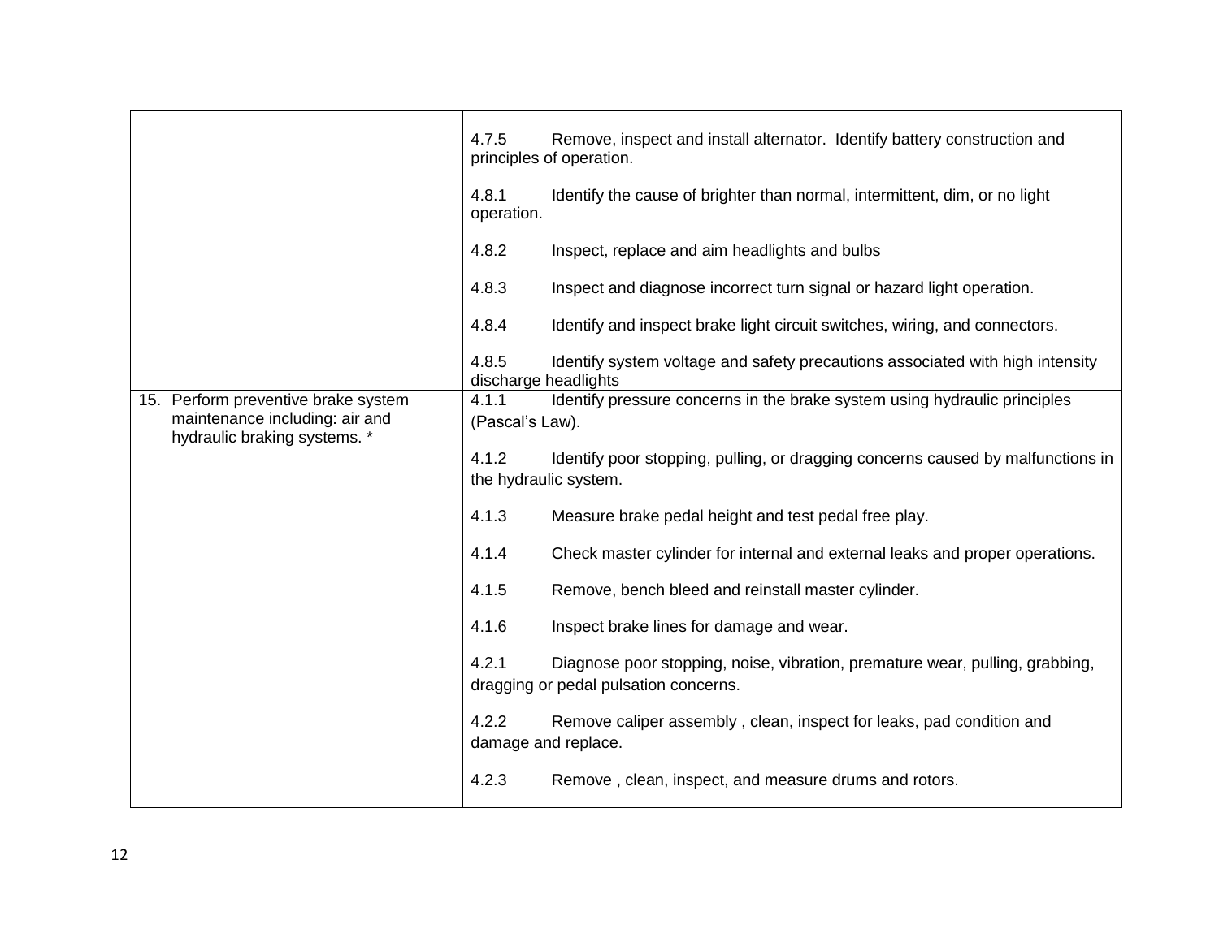| | |
|---|---|
| | 4.7.5 Remove, inspect and install alternator. Identify battery construction and principles of operation.<br><br>4.8.1 Identify the cause of brighter than normal, intermittent, dim, or no light operation.<br><br>4.8.2 Inspect, replace and aim headlights and bulbs<br><br>4.8.3 Inspect and diagnose incorrect turn signal or hazard light operation.<br><br>4.8.4 Identify and inspect brake light circuit switches, wiring, and connectors.<br><br>4.8.5 Identify system voltage and safety precautions associated with high intensity discharge headlights |
| 15. Perform preventive brake system maintenance including: air and hydraulic braking systems. * | 4.1.1 Identify pressure concerns in the brake system using hydraulic principles (Pascal's Law).<br><br>4.1.2 Identify poor stopping, pulling, or dragging concerns caused by malfunctions in the hydraulic system.<br><br>4.1.3 Measure brake pedal height and test pedal free play.<br><br>4.1.4 Check master cylinder for internal and external leaks and proper operations.<br><br>4.1.5 Remove, bench bleed and reinstall master cylinder.<br><br>4.1.6 Inspect brake lines for damage and wear.<br><br>4.2.1 Diagnose poor stopping, noise, vibration, premature wear, pulling, grabbing, dragging or pedal pulsation concerns.<br><br>4.2.2 Remove caliper assembly , clean, inspect for leaks, pad condition and damage and replace.<br><br>4.2.3 Remove , clean, inspect, and measure drums and rotors. |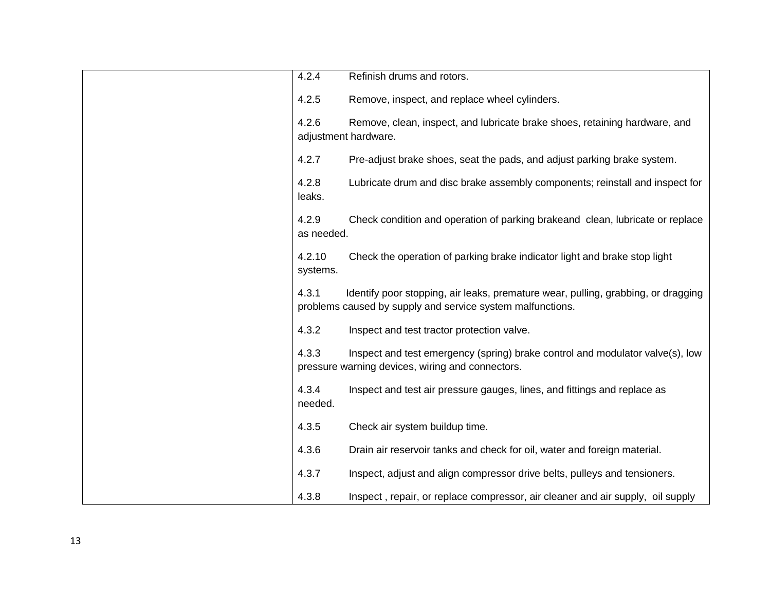| | |
|---|---|
| | 4.2.4 Refinish drums and rotors.<br><br>4.2.5 Remove, inspect, and replace wheel cylinders.<br><br>4.2.6 Remove, clean, inspect, and lubricate brake shoes, retaining hardware, and adjustment hardware.<br><br>4.2.7 Pre-adjust brake shoes, seat the pads, and adjust parking brake system.<br><br>4.2.8 Lubricate drum and disc brake assembly components; reinstall and inspect for leaks.<br><br>4.2.9 Check condition and operation of parking brakeand clean, lubricate or replace as needed.<br><br>4.2.10 Check the operation of parking brake indicator light and brake stop light systems.<br><br>4.3.1 Identify poor stopping, air leaks, premature wear, pulling, grabbing, or dragging problems caused by supply and service system malfunctions.<br><br>4.3.2 Inspect and test tractor protection valve.<br><br>4.3.3 Inspect and test emergency (spring) brake control and modulator valve(s), low pressure warning devices, wiring and connectors.<br><br>4.3.4 Inspect and test air pressure gauges, lines, and fittings and replace as needed.<br><br>4.3.5 Check air system buildup time.<br><br>4.3.6 Drain air reservoir tanks and check for oil, water and foreign material.<br><br>4.3.7 Inspect, adjust and align compressor drive belts, pulleys and tensioners.<br><br>4.3.8 Inspect , repair, or replace compressor, air cleaner and air supply, oil supply |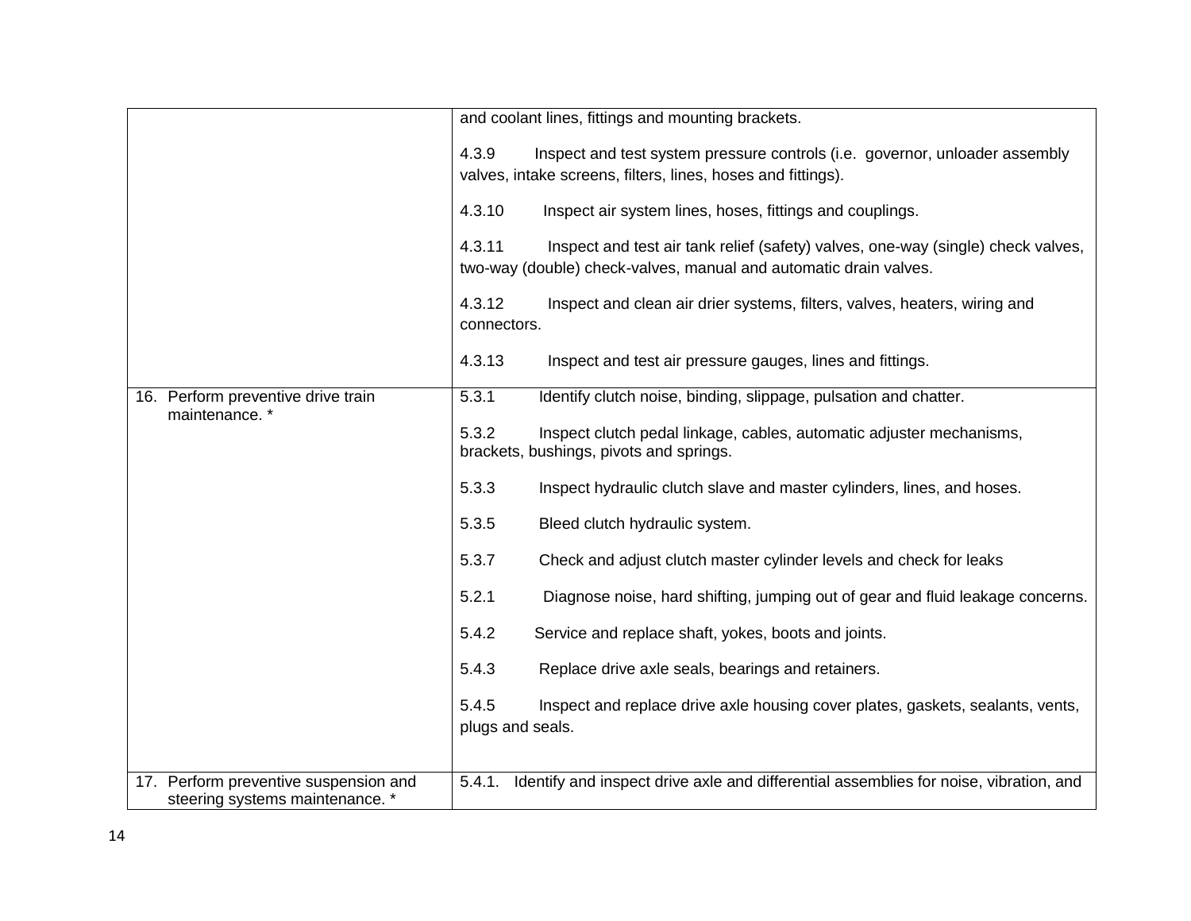| | |
|---|---|
| | and coolant lines, fittings and mounting brackets.<br><br>4.3.9 Inspect and test system pressure controls (i.e. governor, unloader assembly valves, intake screens, filters, lines, hoses and fittings).<br><br>4.3.10 Inspect air system lines, hoses, fittings and couplings.<br><br>4.3.11 Inspect and test air tank relief (safety) valves, one-way (single) check valves, two-way (double) check-valves, manual and automatic drain valves.<br><br>4.3.12 Inspect and clean air drier systems, filters, valves, heaters, wiring and connectors.<br><br>4.3.13 Inspect and test air pressure gauges, lines and fittings. |
| 16. Perform preventive drive train maintenance. * | 5.3.1 Identify clutch noise, binding, slippage, pulsation and chatter.<br><br>5.3.2 Inspect clutch pedal linkage, cables, automatic adjuster mechanisms, brackets, bushings, pivots and springs.<br><br>5.3.3 Inspect hydraulic clutch slave and master cylinders, lines, and hoses.<br><br>5.3.5 Bleed clutch hydraulic system.<br><br>5.3.7 Check and adjust clutch master cylinder levels and check for leaks<br><br>5.2.1 Diagnose noise, hard shifting, jumping out of gear and fluid leakage concerns.<br><br>5.4.2 Service and replace shaft, yokes, boots and joints.<br><br>5.4.3 Replace drive axle seals, bearings and retainers.<br><br>5.4.5 Inspect and replace drive axle housing cover plates, gaskets, sealants, vents, plugs and seals. |
| 17. Perform preventive suspension and steering systems maintenance. * | 5.4.1. Identify and inspect drive axle and differential assemblies for noise, vibration, and |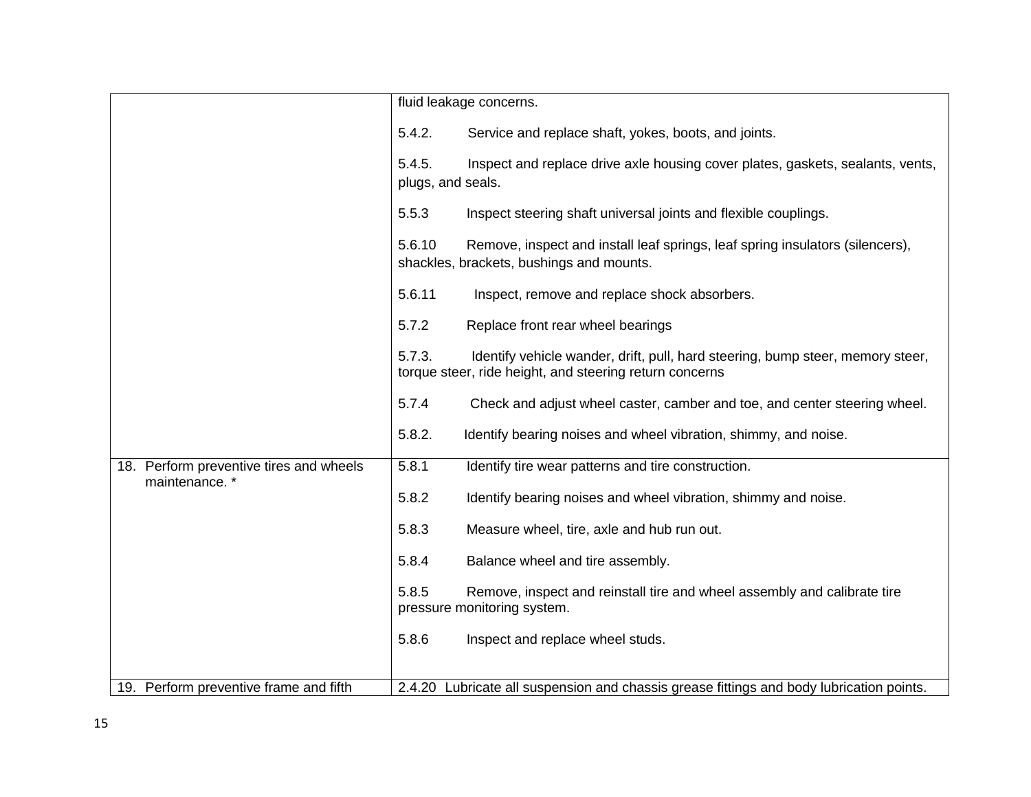| | |
|---|---|
| | fluid leakage concerns.<br><br>5.4.2. Service and replace shaft, yokes, boots, and joints.<br><br>5.4.5. Inspect and replace drive axle housing cover plates, gaskets, sealants, vents, plugs, and seals.<br><br>5.5.3 Inspect steering shaft universal joints and flexible couplings.<br><br>5.6.10 Remove, inspect and install leaf springs, leaf spring insulators (silencers), shackles, brackets, bushings and mounts.<br><br>5.6.11 Inspect, remove and replace shock absorbers.<br><br>5.7.2 Replace front rear wheel bearings<br><br>5.7.3. Identify vehicle wander, drift, pull, hard steering, bump steer, memory steer, torque steer, ride height, and steering return concerns<br><br>5.7.4 Check and adjust wheel caster, camber and toe, and center steering wheel.<br><br>5.8.2. Identify bearing noises and wheel vibration, shimmy, and noise. |
| 18. Perform preventive tires and wheels maintenance. * | 5.8.1 Identify tire wear patterns and tire construction.<br><br>5.8.2 Identify bearing noises and wheel vibration, shimmy and noise.<br><br>5.8.3 Measure wheel, tire, axle and hub run out.<br><br>5.8.4 Balance wheel and tire assembly.<br><br>5.8.5 Remove, inspect and reinstall tire and wheel assembly and calibrate tire pressure monitoring system.<br><br>5.8.6 Inspect and replace wheel studs. |
| 19. Perform preventive frame and fifth | 2.4.20 Lubricate all suspension and chassis grease fittings and body lubrication points. |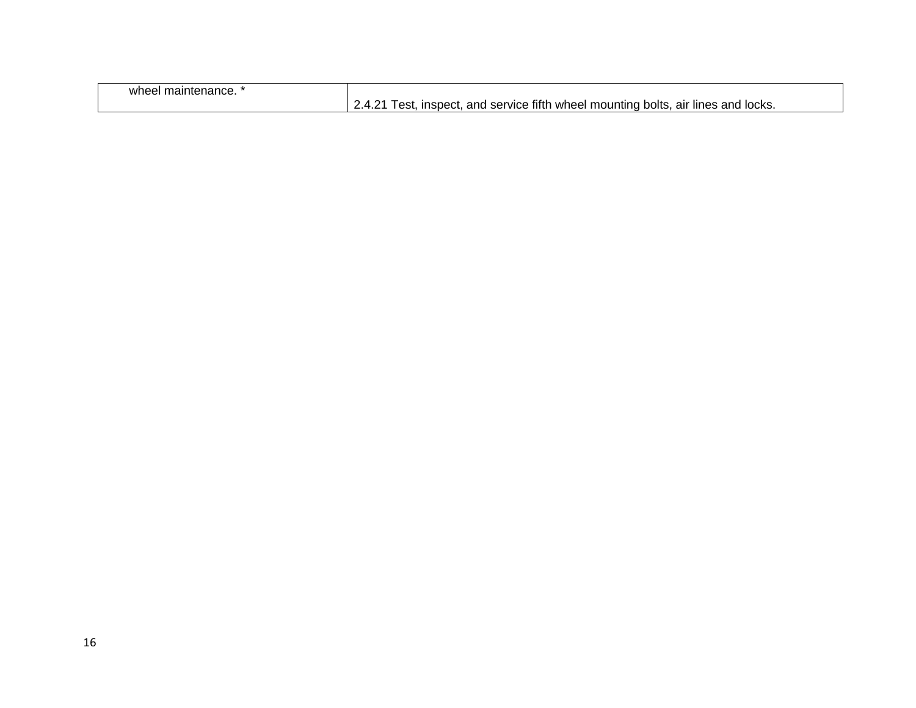| | |
|---|---|
| wheel maintenance. * | 2.4.21 Test, inspect, and service fifth wheel mounting bolts, air lines and locks. |